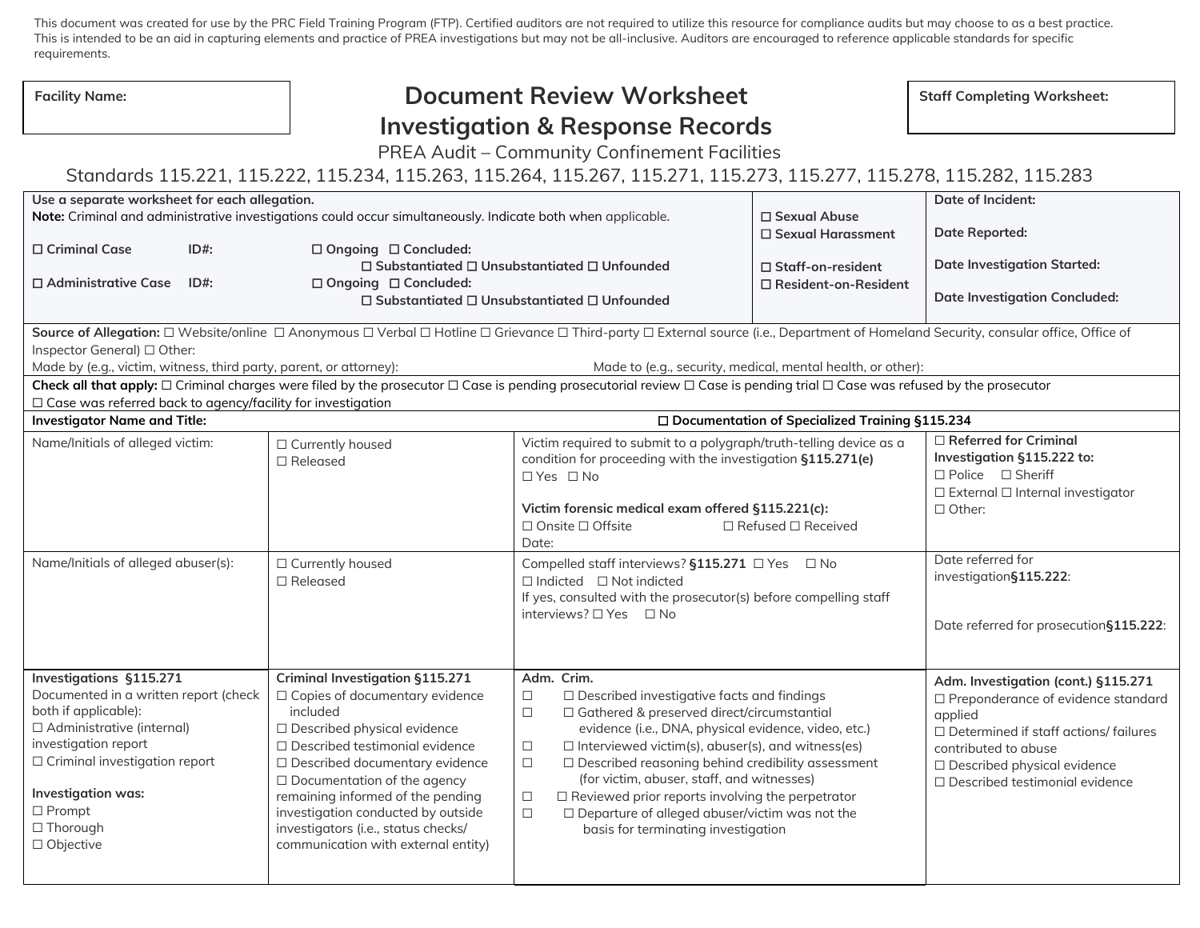This document was created for use by the PRC Field Training Program (FTP). Certified auditors are not required to utilize this resource for compliance audits but may choose to as a best practice. This is intended to be an aid in capturing elements and practice of PREA investigations but may not be all-inclusive. Auditors are encouraged to reference applicable standards for specific requirements.

**Facility Name:**

# Document Review Worksheet
# Investigation & Response Records

PREA Audit – Community Confinement Facilities

Standards 115.221, 115.222, 115.234, 115.263, 115.264, 115.267, 115.271, 115.273, 115.277, 115.278, 115.282, 115.283

**Staff Completing Worksheet:**

**Use a separate worksheet for each allegation.**

**Note:** Criminal and administrative investigations could occur simultaneously. Indicate both when applicable.

☐ **Criminal Case** **ID#:** ☐ **Ongoing** ☐ **Concluded:** ☐ **Substantiated** ☐ **Unsubstantiated** ☐ **Unfounded**

☐ **Administrative Case** **ID#:** ☐ **Ongoing** ☐ **Concluded:** ☐ **Substantiated** ☐ **Unsubstantiated** ☐ **Unfounded**

☐ **Sexual Abuse**
☐ **Sexual Harassment**

☐ **Staff-on-resident**
☐ **Resident-on-Resident**

**Date of Incident:**

**Date Reported:**

**Date Investigation Started:**

**Date Investigation Concluded:**

**Source of Allegation:** ☐ Website/online ☐ Anonymous ☐ Verbal ☐ Hotline ☐ Grievance ☐ Third-party ☐ External source (i.e., Department of Homeland Security, consular office, Office of Inspector General) ☐ Other:

Made by (e.g., victim, witness, third party, parent, or attorney):

Made to (e.g., security, medical, mental health, or other):

**Check all that apply:** ☐ Criminal charges were filed by the prosecutor ☐ Case is pending prosecutorial review ☐ Case is pending trial ☐ Case was refused by the prosecutor ☐ Case was referred back to agency/facility for investigation

**Investigator Name and Title:** ☐ **Documentation of Specialized Training §115.234**

| | | | |
|---|---|---|---|
| Name/Initials of alleged victim: | ☐ Currently housed<br>☐ Released | Victim required to submit to a polygraph/truth-telling device as a condition for proceeding with the investigation **§115.271(e)**<br>☐ Yes ☐ No<br><br>**Victim forensic medical exam offered §115.221(c):**<br>☐ Onsite ☐ Offsite ☐ Refused ☐ Received<br>Date: | ☐ **Referred for Criminal Investigation §115.222 to:**<br>☐ Police ☐ Sheriff<br>☐ External ☐ Internal investigator<br>☐ Other: |
| Name/Initials of alleged abuser(s): | ☐ Currently housed<br>☐ Released | Compelled staff interviews? **§115.271** ☐ Yes ☐ No<br>☐ Indicted ☐ Not indicted<br>If yes, consulted with the prosecutor(s) before compelling staff interviews? ☐ Yes ☐ No | Date referred for investigation**§115.222**:<br><br>Date referred for prosecution**§115.222**: |
| **Investigations §115.271**<br>Documented in a written report (check both if applicable):<br>☐ Administrative (internal) investigation report<br>☐ Criminal investigation report<br><br>**Investigation was:**<br>☐ Prompt<br>☐ Thorough<br>☐ Objective | **Criminal Investigation §115.271**<br>☐ Copies of documentary evidence included<br>☐ Described physical evidence<br>☐ Described testimonial evidence<br>☐ Described documentary evidence<br>☐ Documentation of the agency remaining informed of the pending investigation conducted by outside investigators (i.e., status checks/ communication with external entity) | **Adm. Crim.**<br>☐ ☐ Described investigative facts and findings<br>☐ ☐ Gathered & preserved direct/circumstantial evidence (i.e., DNA, physical evidence, video, etc.)<br>☐ ☐ Interviewed victim(s), abuser(s), and witness(es)<br>☐ ☐ Described reasoning behind credibility assessment (for victim, abuser, staff, and witnesses)<br>☐ ☐ Reviewed prior reports involving the perpetrator<br>☐ ☐ Departure of alleged abuser/victim was not the basis for terminating investigation | **Adm. Investigation (cont.) §115.271**<br>☐ Preponderance of evidence standard applied<br>☐ Determined if staff actions/ failures contributed to abuse<br>☐ Described physical evidence<br>☐ Described testimonial evidence |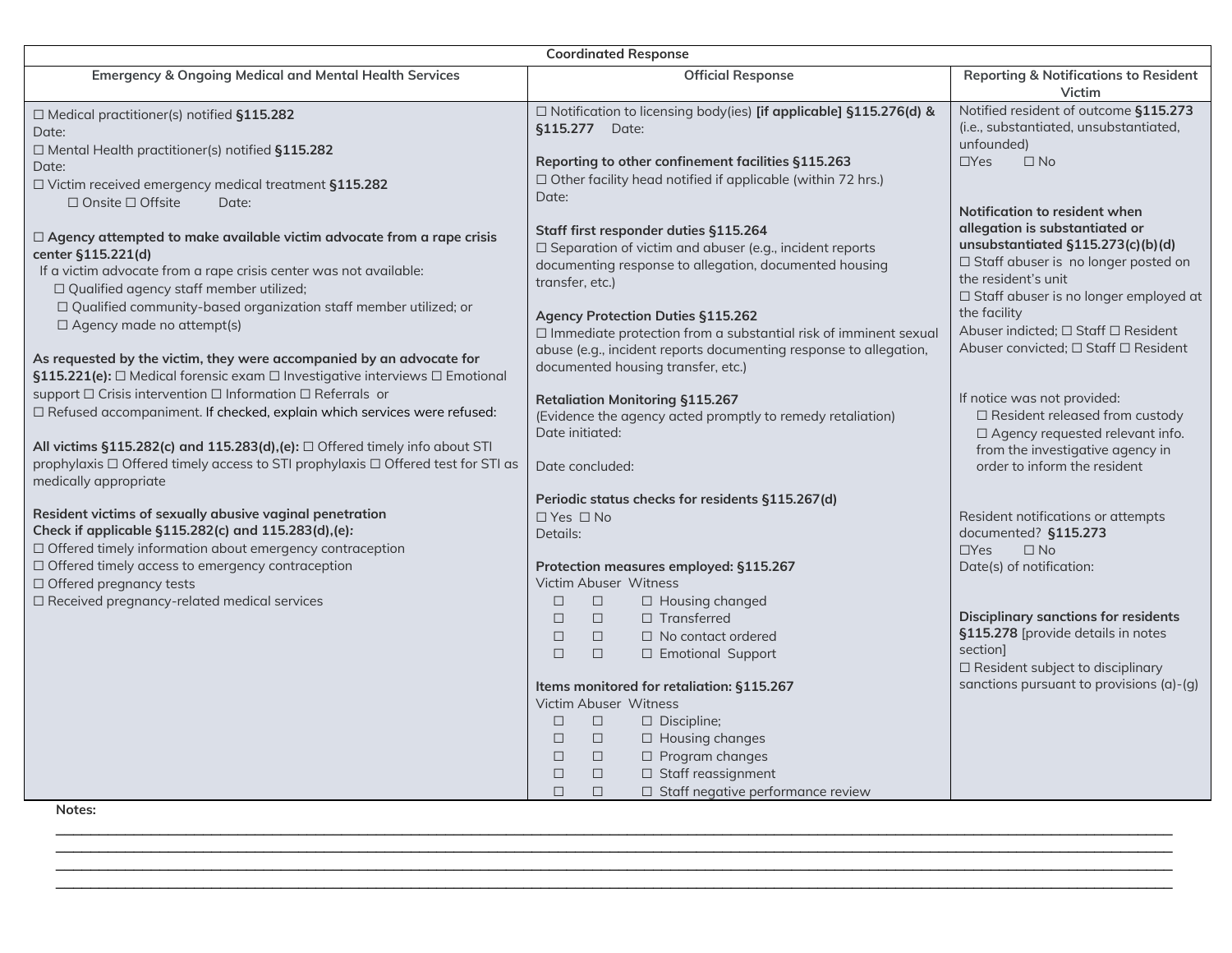| Coordinated Response | | |
|---|---|---|
| **Emergency & Ongoing Medical and Mental Health Services** | **Official Response** | **Reporting & Notifications to Resident Victim** |
| ☐ Medical practitioner(s) notified **§115.282**<br>Date:<br>☐ Mental Health practitioner(s) notified **§115.282**<br>Date:<br>☐ Victim received emergency medical treatment **§115.282**<br>☐ Onsite ☐ Offsite Date:<br><br>☐ **Agency attempted to make available victim advocate from a rape crisis center §115.221(d)**<br>If a victim advocate from a rape crisis center was not available:<br>☐ Qualified agency staff member utilized;<br>☐ Qualified community-based organization staff member utilized; or<br>☐ Agency made no attempt(s)<br><br>**As requested by the victim, they were accompanied by an advocate for §115.221(e):** ☐ Medical forensic exam ☐ Investigative interviews ☐ Emotional support ☐ Crisis intervention ☐ Information ☐ Referrals or ☐ Refused accompaniment. **If checked, explain which services were refused:**<br><br>**All victims §115.282(c) and 115.283(d),(e):** ☐ Offered timely info about STI prophylaxis ☐ Offered timely access to STI prophylaxis ☐ Offered test for STI as medically appropriate<br><br>**Resident victims of sexually abusive vaginal penetration Check if applicable §115.282(c) and 115.283(d),(e):**<br>☐ Offered timely information about emergency contraception<br>☐ Offered timely access to emergency contraception<br>☐ Offered pregnancy tests<br>☐ Received pregnancy-related medical services | ☐ Notification to licensing body(ies) **[if applicable] §115.276(d) & §115.277** Date:<br><br>**Reporting to other confinement facilities §115.263**<br>☐ Other facility head notified if applicable (within 72 hrs.)<br>Date:<br><br>**Staff first responder duties §115.264**<br>☐ Separation of victim and abuser (e.g., incident reports documenting response to allegation, documented housing transfer, etc.)<br><br>**Agency Protection Duties §115.262**<br>☐ Immediate protection from a substantial risk of imminent sexual abuse (e.g., incident reports documenting response to allegation, documented housing transfer, etc.)<br><br>**Retaliation Monitoring §115.267**<br>(Evidence the agency acted promptly to remedy retaliation)<br>Date initiated:<br><br>Date concluded:<br><br>**Periodic status checks for residents §115.267(d)**<br>☐ Yes ☐ No<br>Details:<br><br>**Protection measures employed: §115.267**<br>Victim Abuser Witness<br>☐ ☐ ☐ Housing changed<br>☐ ☐ ☐ Transferred<br>☐ ☐ ☐ No contact ordered<br>☐ ☐ ☐ Emotional Support<br><br>**Items monitored for retaliation: §115.267**<br>Victim Abuser Witness<br>☐ ☐ ☐ Discipline;<br>☐ ☐ ☐ Housing changes<br>☐ ☐ ☐ Program changes<br>☐ ☐ ☐ Staff reassignment<br>☐ ☐ ☐ Staff negative performance review | Notified resident of outcome **§115.273** (i.e., substantiated, unsubstantiated, unfounded)<br>☐Yes ☐ No<br><br>**Notification to resident when allegation is substantiated or unsubstantiated §115.273(c)(b)(d)**<br>☐ Staff abuser is no longer posted on the resident's unit<br>☐ Staff abuser is no longer employed at the facility<br>Abuser indicted; ☐ Staff ☐ Resident<br>Abuser convicted; ☐ Staff ☐ Resident<br><br>If notice was not provided:<br>☐ Resident released from custody<br>☐ Agency requested relevant info. from the investigative agency in order to inform the resident<br><br>Resident notifications or attempts documented? **§115.273**<br>☐Yes ☐ No<br>Date(s) of notification:<br><br>**Disciplinary sanctions for residents §115.278** [provide details in notes section]<br>☐ Resident subject to disciplinary sanctions pursuant to provisions (a)-(g) |

**Notes:**

______________________________________________________________________________________________

______________________________________________________________________________________________

______________________________________________________________________________________________

______________________________________________________________________________________________